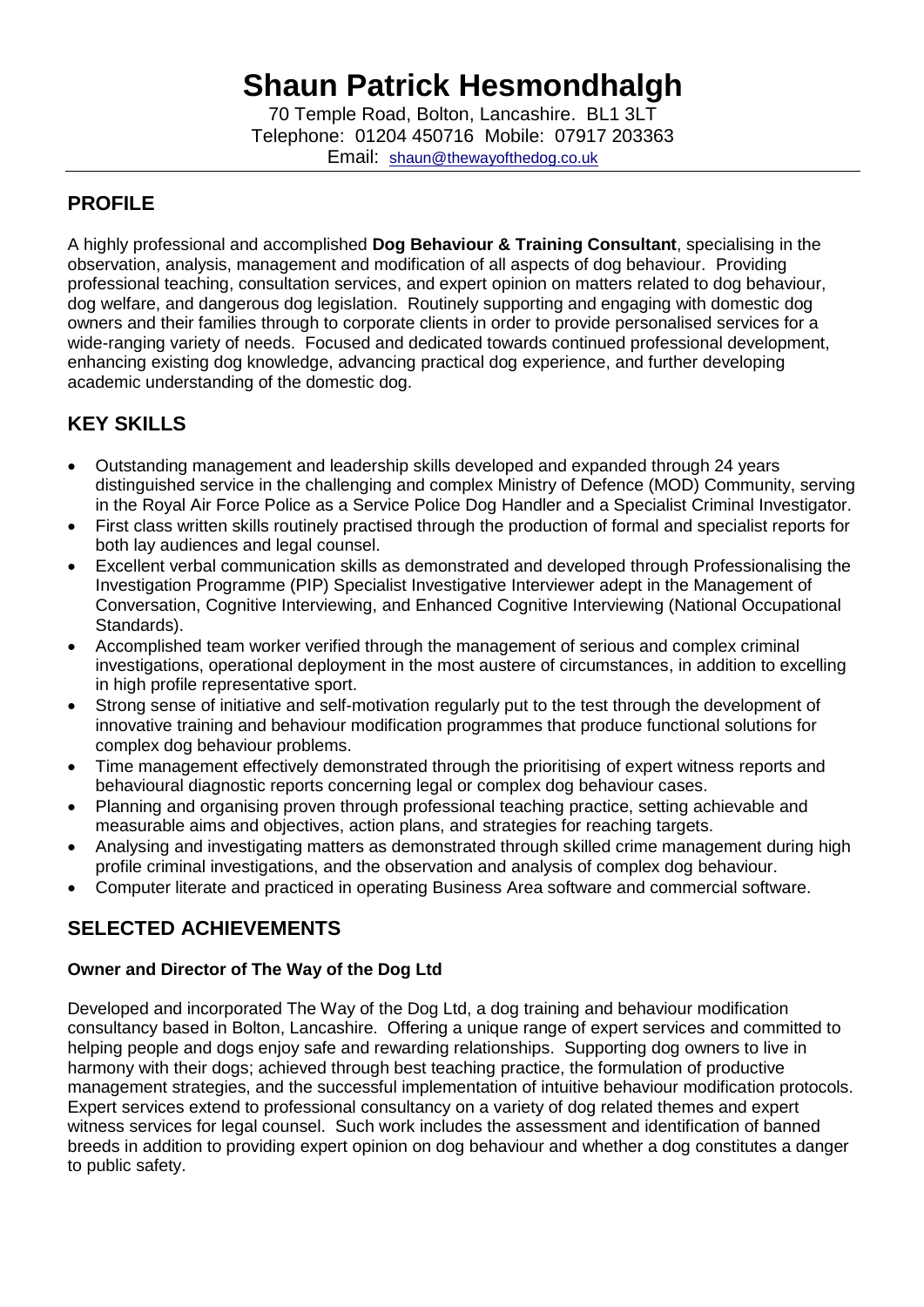# Shaun Patrick Hesmondhalgh

70 Temple Road, Bolton, Lancashire. BL1 3LT
Telephone: 01204 450716 Mobile: 07917 203363
Email: shaun@thewayofthedog.co.uk

## PROFILE

A highly professional and accomplished **Dog Behaviour & Training Consultant**, specialising in the observation, analysis, management and modification of all aspects of dog behaviour. Providing professional teaching, consultation services, and expert opinion on matters related to dog behaviour, dog welfare, and dangerous dog legislation. Routinely supporting and engaging with domestic dog owners and their families through to corporate clients in order to provide personalised services for a wide-ranging variety of needs. Focused and dedicated towards continued professional development, enhancing existing dog knowledge, advancing practical dog experience, and further developing academic understanding of the domestic dog.

## KEY SKILLS

- Outstanding management and leadership skills developed and expanded through 24 years distinguished service in the challenging and complex Ministry of Defence (MOD) Community, serving in the Royal Air Force Police as a Service Police Dog Handler and a Specialist Criminal Investigator.
- First class written skills routinely practised through the production of formal and specialist reports for both lay audiences and legal counsel.
- Excellent verbal communication skills as demonstrated and developed through Professionalising the Investigation Programme (PIP) Specialist Investigative Interviewer adept in the Management of Conversation, Cognitive Interviewing, and Enhanced Cognitive Interviewing (National Occupational Standards).
- Accomplished team worker verified through the management of serious and complex criminal investigations, operational deployment in the most austere of circumstances, in addition to excelling in high profile representative sport.
- Strong sense of initiative and self-motivation regularly put to the test through the development of innovative training and behaviour modification programmes that produce functional solutions for complex dog behaviour problems.
- Time management effectively demonstrated through the prioritising of expert witness reports and behavioural diagnostic reports concerning legal or complex dog behaviour cases.
- Planning and organising proven through professional teaching practice, setting achievable and measurable aims and objectives, action plans, and strategies for reaching targets.
- Analysing and investigating matters as demonstrated through skilled crime management during high profile criminal investigations, and the observation and analysis of complex dog behaviour.
- Computer literate and practiced in operating Business Area software and commercial software.

## SELECTED ACHIEVEMENTS

**Owner and Director of The Way of the Dog Ltd**

Developed and incorporated The Way of the Dog Ltd, a dog training and behaviour modification consultancy based in Bolton, Lancashire. Offering a unique range of expert services and committed to helping people and dogs enjoy safe and rewarding relationships. Supporting dog owners to live in harmony with their dogs; achieved through best teaching practice, the formulation of productive management strategies, and the successful implementation of intuitive behaviour modification protocols. Expert services extend to professional consultancy on a variety of dog related themes and expert witness services for legal counsel. Such work includes the assessment and identification of banned breeds in addition to providing expert opinion on dog behaviour and whether a dog constitutes a danger to public safety.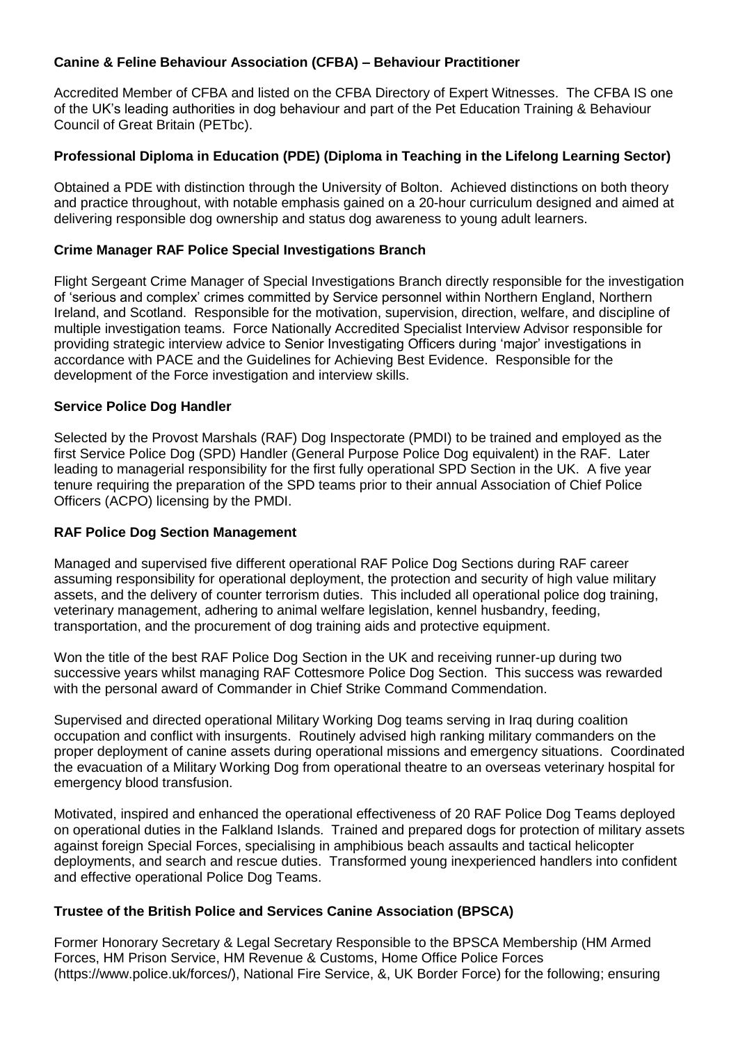**Canine & Feline Behaviour Association (CFBA) – Behaviour Practitioner**

Accredited Member of CFBA and listed on the CFBA Directory of Expert Witnesses. The CFBA IS one of the UK's leading authorities in dog behaviour and part of the Pet Education Training & Behaviour Council of Great Britain (PETbc).

**Professional Diploma in Education (PDE) (Diploma in Teaching in the Lifelong Learning Sector)**

Obtained a PDE with distinction through the University of Bolton. Achieved distinctions on both theory and practice throughout, with notable emphasis gained on a 20-hour curriculum designed and aimed at delivering responsible dog ownership and status dog awareness to young adult learners.

**Crime Manager RAF Police Special Investigations Branch**

Flight Sergeant Crime Manager of Special Investigations Branch directly responsible for the investigation of 'serious and complex' crimes committed by Service personnel within Northern England, Northern Ireland, and Scotland. Responsible for the motivation, supervision, direction, welfare, and discipline of multiple investigation teams. Force Nationally Accredited Specialist Interview Advisor responsible for providing strategic interview advice to Senior Investigating Officers during 'major' investigations in accordance with PACE and the Guidelines for Achieving Best Evidence. Responsible for the development of the Force investigation and interview skills.

**Service Police Dog Handler**

Selected by the Provost Marshals (RAF) Dog Inspectorate (PMDI) to be trained and employed as the first Service Police Dog (SPD) Handler (General Purpose Police Dog equivalent) in the RAF. Later leading to managerial responsibility for the first fully operational SPD Section in the UK. A five year tenure requiring the preparation of the SPD teams prior to their annual Association of Chief Police Officers (ACPO) licensing by the PMDI.

**RAF Police Dog Section Management**

Managed and supervised five different operational RAF Police Dog Sections during RAF career assuming responsibility for operational deployment, the protection and security of high value military assets, and the delivery of counter terrorism duties. This included all operational police dog training, veterinary management, adhering to animal welfare legislation, kennel husbandry, feeding, transportation, and the procurement of dog training aids and protective equipment.

Won the title of the best RAF Police Dog Section in the UK and receiving runner-up during two successive years whilst managing RAF Cottesmore Police Dog Section. This success was rewarded with the personal award of Commander in Chief Strike Command Commendation.

Supervised and directed operational Military Working Dog teams serving in Iraq during coalition occupation and conflict with insurgents. Routinely advised high ranking military commanders on the proper deployment of canine assets during operational missions and emergency situations. Coordinated the evacuation of a Military Working Dog from operational theatre to an overseas veterinary hospital for emergency blood transfusion.

Motivated, inspired and enhanced the operational effectiveness of 20 RAF Police Dog Teams deployed on operational duties in the Falkland Islands. Trained and prepared dogs for protection of military assets against foreign Special Forces, specialising in amphibious beach assaults and tactical helicopter deployments, and search and rescue duties. Transformed young inexperienced handlers into confident and effective operational Police Dog Teams.

**Trustee of the British Police and Services Canine Association (BPSCA)**

Former Honorary Secretary & Legal Secretary Responsible to the BPSCA Membership (HM Armed Forces, HM Prison Service, HM Revenue & Customs, Home Office Police Forces (https://www.police.uk/forces/), National Fire Service, &, UK Border Force) for the following; ensuring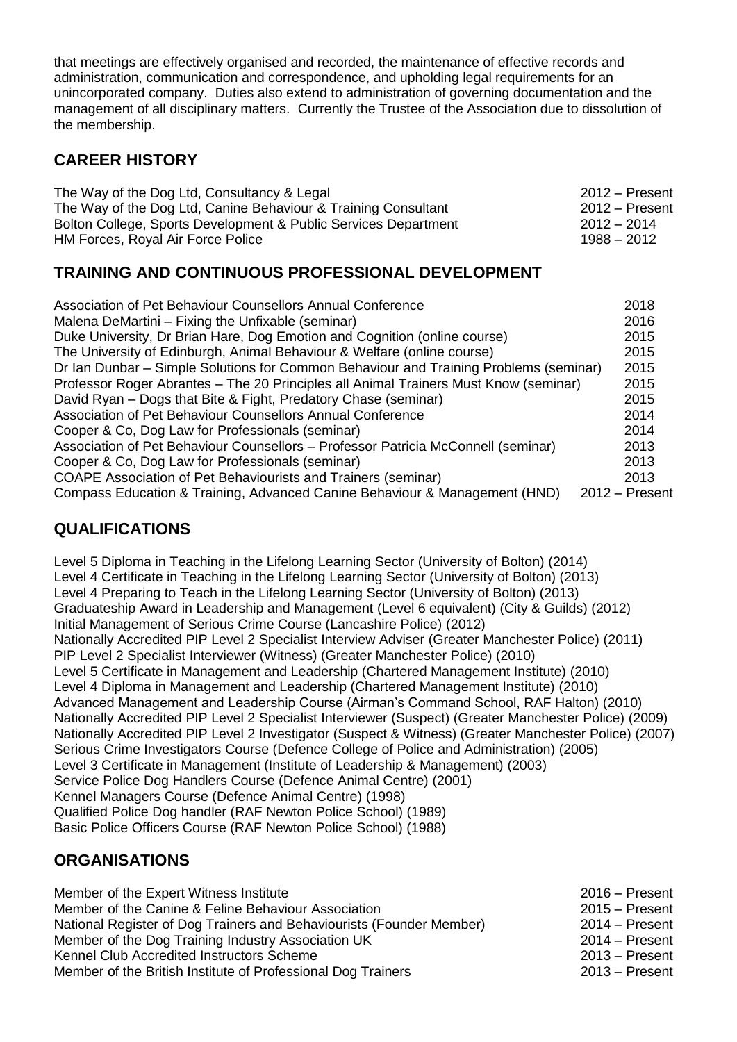that meetings are effectively organised and recorded, the maintenance of effective records and administration, communication and correspondence, and upholding legal requirements for an unincorporated company. Duties also extend to administration of governing documentation and the management of all disciplinary matters. Currently the Trustee of the Association due to dissolution of the membership.

## CAREER HISTORY

| | |
|---|---|
| The Way of the Dog Ltd, Consultancy & Legal | 2012 – Present |
| The Way of the Dog Ltd, Canine Behaviour & Training Consultant | 2012 – Present |
| Bolton College, Sports Development & Public Services Department | 2012 – 2014 |
| HM Forces, Royal Air Force Police | 1988 – 2012 |

## TRAINING AND CONTINUOUS PROFESSIONAL DEVELOPMENT

| | |
|---|---|
| Association of Pet Behaviour Counsellors Annual Conference | 2018 |
| Malena DeMartini – Fixing the Unfixable (seminar) | 2016 |
| Duke University, Dr Brian Hare, Dog Emotion and Cognition (online course) | 2015 |
| The University of Edinburgh, Animal Behaviour & Welfare (online course) | 2015 |
| Dr Ian Dunbar – Simple Solutions for Common Behaviour and Training Problems (seminar) | 2015 |
| Professor Roger Abrantes – The 20 Principles all Animal Trainers Must Know (seminar) | 2015 |
| David Ryan – Dogs that Bite & Fight, Predatory Chase (seminar) | 2015 |
| Association of Pet Behaviour Counsellors Annual Conference | 2014 |
| Cooper & Co, Dog Law for Professionals (seminar) | 2014 |
| Association of Pet Behaviour Counsellors – Professor Patricia McConnell (seminar) | 2013 |
| Cooper & Co, Dog Law for Professionals (seminar) | 2013 |
| COAPE Association of Pet Behaviourists and Trainers (seminar) | 2013 |
| Compass Education & Training, Advanced Canine Behaviour & Management (HND) | 2012 – Present |

## QUALIFICATIONS

Level 5 Diploma in Teaching in the Lifelong Learning Sector (University of Bolton) (2014)
Level 4 Certificate in Teaching in the Lifelong Learning Sector (University of Bolton) (2013)
Level 4 Preparing to Teach in the Lifelong Learning Sector (University of Bolton) (2013)
Graduateship Award in Leadership and Management (Level 6 equivalent) (City & Guilds) (2012)
Initial Management of Serious Crime Course (Lancashire Police) (2012)
Nationally Accredited PIP Level 2 Specialist Interview Adviser (Greater Manchester Police) (2011)
PIP Level 2 Specialist Interviewer (Witness) (Greater Manchester Police) (2010)
Level 5 Certificate in Management and Leadership (Chartered Management Institute) (2010)
Level 4 Diploma in Management and Leadership (Chartered Management Institute) (2010)
Advanced Management and Leadership Course (Airman's Command School, RAF Halton) (2010)
Nationally Accredited PIP Level 2 Specialist Interviewer (Suspect) (Greater Manchester Police) (2009)
Nationally Accredited PIP Level 2 Investigator (Suspect & Witness) (Greater Manchester Police) (2007)
Serious Crime Investigators Course (Defence College of Police and Administration) (2005)
Level 3 Certificate in Management (Institute of Leadership & Management) (2003)
Service Police Dog Handlers Course (Defence Animal Centre) (2001)
Kennel Managers Course (Defence Animal Centre) (1998)
Qualified Police Dog handler (RAF Newton Police School) (1989)
Basic Police Officers Course (RAF Newton Police School) (1988)

## ORGANISATIONS

| | |
|---|---|
| Member of the Expert Witness Institute | 2016 – Present |
| Member of the Canine & Feline Behaviour Association | 2015 – Present |
| National Register of Dog Trainers and Behaviourists (Founder Member) | 2014 – Present |
| Member of the Dog Training Industry Association UK | 2014 – Present |
| Kennel Club Accredited Instructors Scheme | 2013 – Present |
| Member of the British Institute of Professional Dog Trainers | 2013 – Present |